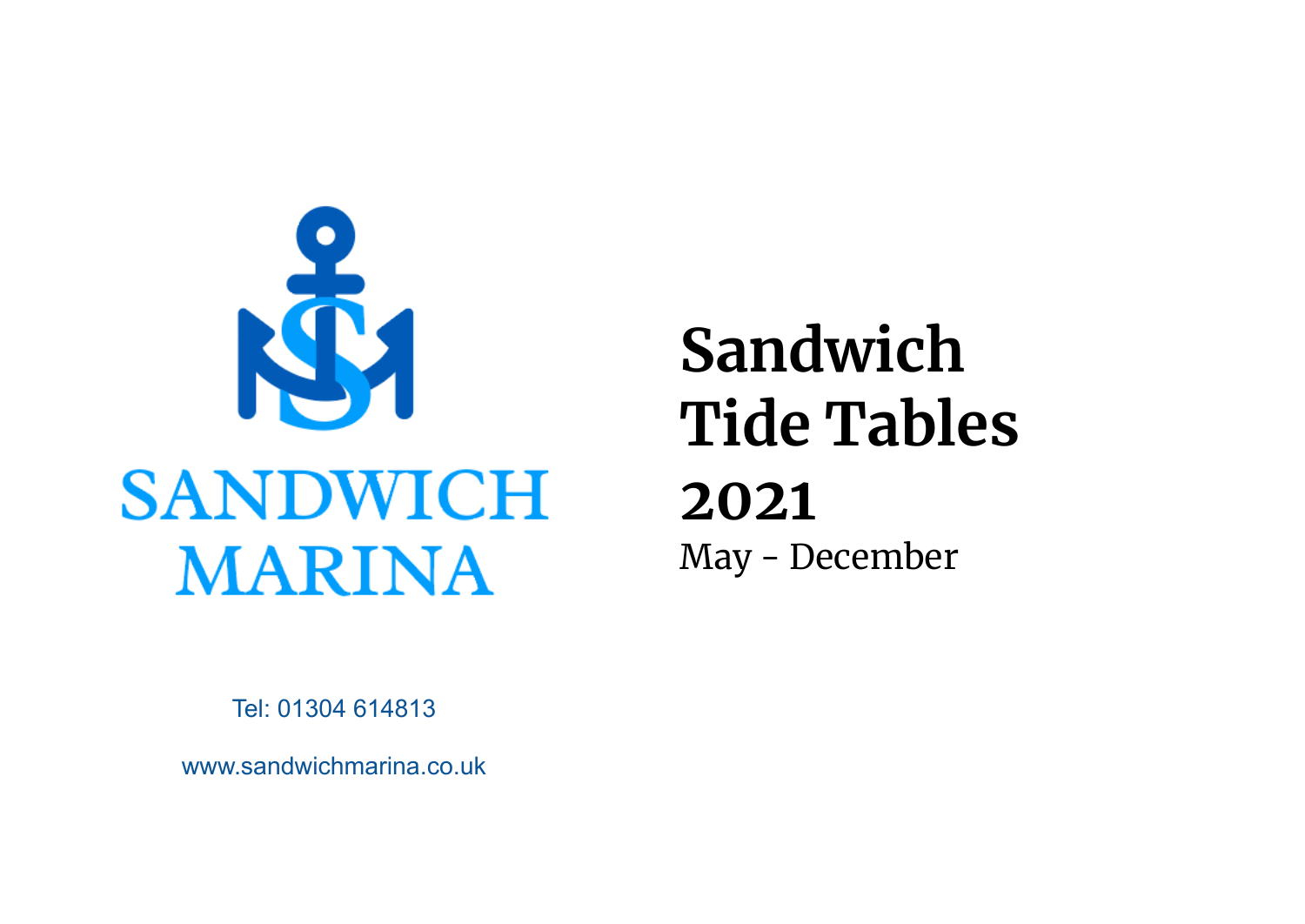SANDWICH MARINA

# Sandwich Tide Tables 2021

May - December

Tel: 01304 614813

www.sandwichmarina.co.uk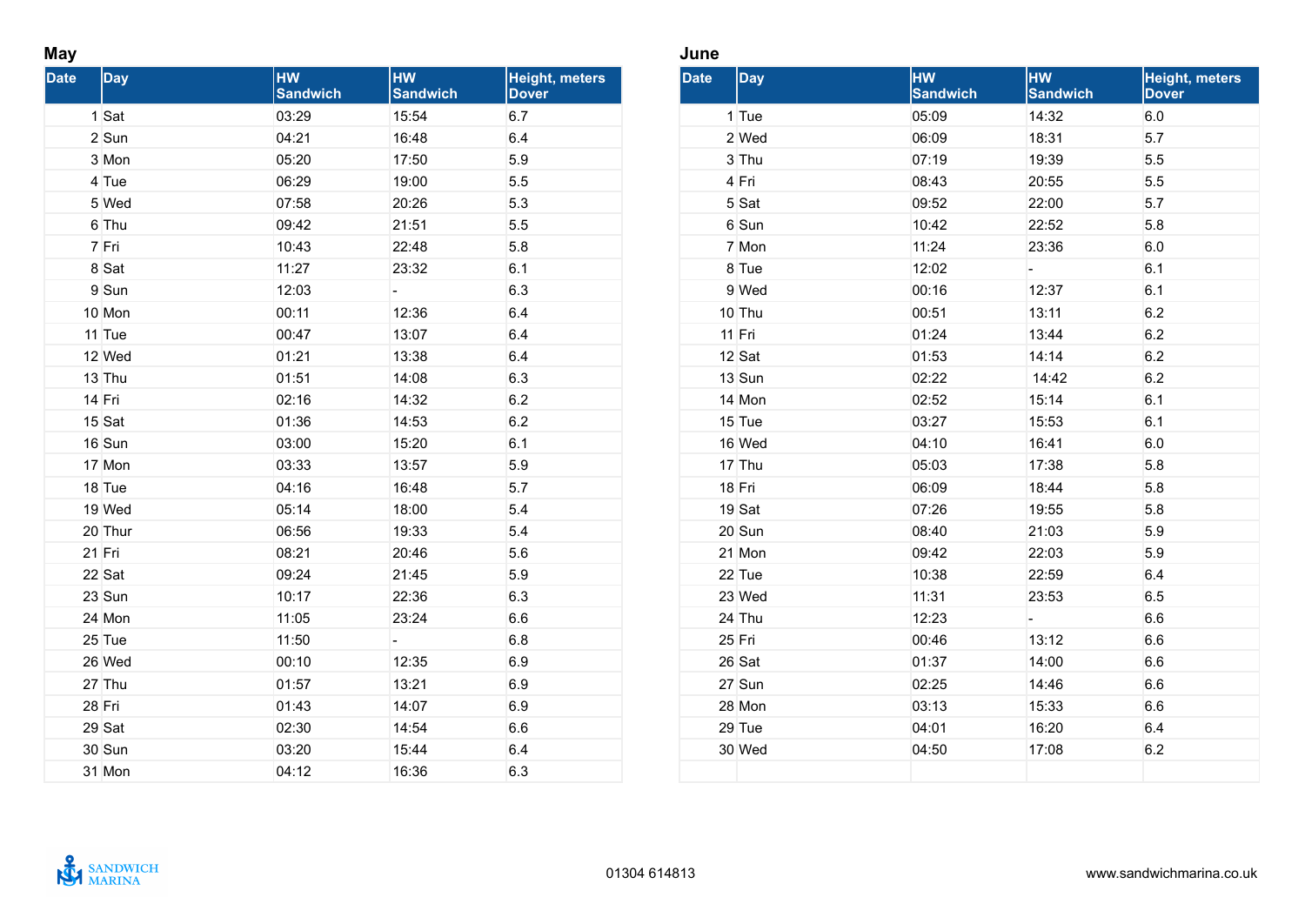## May

| Date | Day | HW Sandwich | HW Sandwich | Height, meters Dover |
|---|---|---|---|---|
| 1 | Sat | 03:29 | 15:54 | 6.7 |
| 2 | Sun | 04:21 | 16:48 | 6.4 |
| 3 | Mon | 05:20 | 17:50 | 5.9 |
| 4 | Tue | 06:29 | 19:00 | 5.5 |
| 5 | Wed | 07:58 | 20:26 | 5.3 |
| 6 | Thu | 09:42 | 21:51 | 5.5 |
| 7 | Fri | 10:43 | 22:48 | 5.8 |
| 8 | Sat | 11:27 | 23:32 | 6.1 |
| 9 | Sun | 12:03 | - | 6.3 |
| 10 | Mon | 00:11 | 12:36 | 6.4 |
| 11 | Tue | 00:47 | 13:07 | 6.4 |
| 12 | Wed | 01:21 | 13:38 | 6.4 |
| 13 | Thu | 01:51 | 14:08 | 6.3 |
| 14 | Fri | 02:16 | 14:32 | 6.2 |
| 15 | Sat | 01:36 | 14:53 | 6.2 |
| 16 | Sun | 03:00 | 15:20 | 6.1 |
| 17 | Mon | 03:33 | 13:57 | 5.9 |
| 18 | Tue | 04:16 | 16:48 | 5.7 |
| 19 | Wed | 05:14 | 18:00 | 5.4 |
| 20 | Thur | 06:56 | 19:33 | 5.4 |
| 21 | Fri | 08:21 | 20:46 | 5.6 |
| 22 | Sat | 09:24 | 21:45 | 5.9 |
| 23 | Sun | 10:17 | 22:36 | 6.3 |
| 24 | Mon | 11:05 | 23:24 | 6.6 |
| 25 | Tue | 11:50 | - | 6.8 |
| 26 | Wed | 00:10 | 12:35 | 6.9 |
| 27 | Thu | 01:57 | 13:21 | 6.9 |
| 28 | Fri | 01:43 | 14:07 | 6.9 |
| 29 | Sat | 02:30 | 14:54 | 6.6 |
| 30 | Sun | 03:20 | 15:44 | 6.4 |
| 31 | Mon | 04:12 | 16:36 | 6.3 |

## June

| Date | Day | HW Sandwich | HW Sandwich | Height, meters Dover |
|---|---|---|---|---|
| 1 | Tue | 05:09 | 14:32 | 6.0 |
| 2 | Wed | 06:09 | 18:31 | 5.7 |
| 3 | Thu | 07:19 | 19:39 | 5.5 |
| 4 | Fri | 08:43 | 20:55 | 5.5 |
| 5 | Sat | 09:52 | 22:00 | 5.7 |
| 6 | Sun | 10:42 | 22:52 | 5.8 |
| 7 | Mon | 11:24 | 23:36 | 6.0 |
| 8 | Tue | 12:02 | - | 6.1 |
| 9 | Wed | 00:16 | 12:37 | 6.1 |
| 10 | Thu | 00:51 | 13:11 | 6.2 |
| 11 | Fri | 01:24 | 13:44 | 6.2 |
| 12 | Sat | 01:53 | 14:14 | 6.2 |
| 13 | Sun | 02:22 | 14:42 | 6.2 |
| 14 | Mon | 02:52 | 15:14 | 6.1 |
| 15 | Tue | 03:27 | 15:53 | 6.1 |
| 16 | Wed | 04:10 | 16:41 | 6.0 |
| 17 | Thu | 05:03 | 17:38 | 5.8 |
| 18 | Fri | 06:09 | 18:44 | 5.8 |
| 19 | Sat | 07:26 | 19:55 | 5.8 |
| 20 | Sun | 08:40 | 21:03 | 5.9 |
| 21 | Mon | 09:42 | 22:03 | 5.9 |
| 22 | Tue | 10:38 | 22:59 | 6.4 |
| 23 | Wed | 11:31 | 23:53 | 6.5 |
| 24 | Thu | 12:23 | - | 6.6 |
| 25 | Fri | 00:46 | 13:12 | 6.6 |
| 26 | Sat | 01:37 | 14:00 | 6.6 |
| 27 | Sun | 02:25 | 14:46 | 6.6 |
| 28 | Mon | 03:13 | 15:33 | 6.6 |
| 29 | Tue | 04:01 | 16:20 | 6.4 |
| 30 | Wed | 04:50 | 17:08 | 6.2 |

SANDWICH MARINA

01304 614813

www.sandwichmarina.co.uk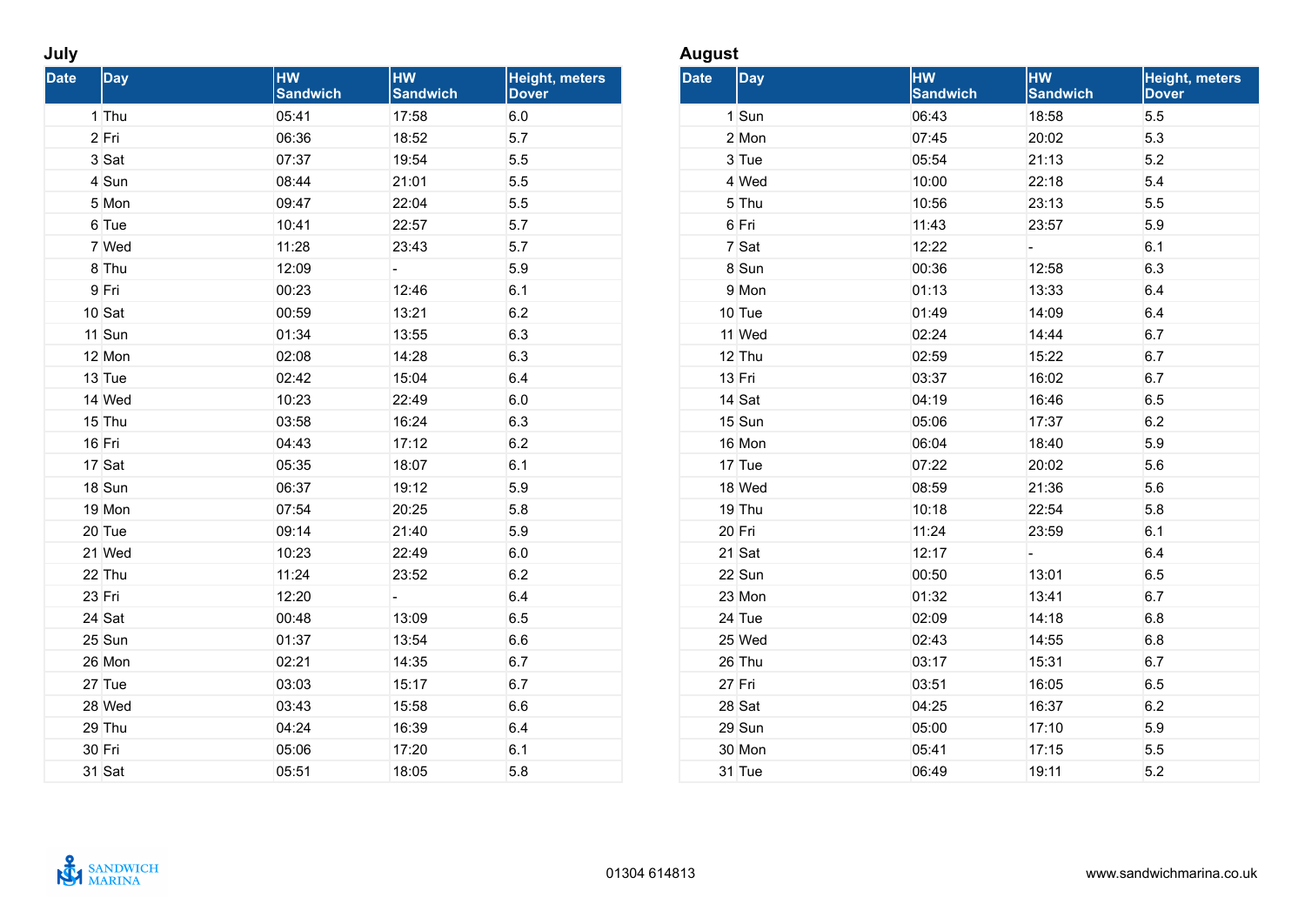## July

| Date | Day | HW Sandwich | HW Sandwich | Height, meters Dover |
|---|---|---|---|---|
| 1 | Thu | 05:41 | 17:58 | 6.0 |
| 2 | Fri | 06:36 | 18:52 | 5.7 |
| 3 | Sat | 07:37 | 19:54 | 5.5 |
| 4 | Sun | 08:44 | 21:01 | 5.5 |
| 5 | Mon | 09:47 | 22:04 | 5.5 |
| 6 | Tue | 10:41 | 22:57 | 5.7 |
| 7 | Wed | 11:28 | 23:43 | 5.7 |
| 8 | Thu | 12:09 | - | 5.9 |
| 9 | Fri | 00:23 | 12:46 | 6.1 |
| 10 | Sat | 00:59 | 13:21 | 6.2 |
| 11 | Sun | 01:34 | 13:55 | 6.3 |
| 12 | Mon | 02:08 | 14:28 | 6.3 |
| 13 | Tue | 02:42 | 15:04 | 6.4 |
| 14 | Wed | 10:23 | 22:49 | 6.0 |
| 15 | Thu | 03:58 | 16:24 | 6.3 |
| 16 | Fri | 04:43 | 17:12 | 6.2 |
| 17 | Sat | 05:35 | 18:07 | 6.1 |
| 18 | Sun | 06:37 | 19:12 | 5.9 |
| 19 | Mon | 07:54 | 20:25 | 5.8 |
| 20 | Tue | 09:14 | 21:40 | 5.9 |
| 21 | Wed | 10:23 | 22:49 | 6.0 |
| 22 | Thu | 11:24 | 23:52 | 6.2 |
| 23 | Fri | 12:20 | - | 6.4 |
| 24 | Sat | 00:48 | 13:09 | 6.5 |
| 25 | Sun | 01:37 | 13:54 | 6.6 |
| 26 | Mon | 02:21 | 14:35 | 6.7 |
| 27 | Tue | 03:03 | 15:17 | 6.7 |
| 28 | Wed | 03:43 | 15:58 | 6.6 |
| 29 | Thu | 04:24 | 16:39 | 6.4 |
| 30 | Fri | 05:06 | 17:20 | 6.1 |
| 31 | Sat | 05:51 | 18:05 | 5.8 |

## August

| Date | Day | HW Sandwich | HW Sandwich | Height, meters Dover |
|---|---|---|---|---|
| 1 | Sun | 06:43 | 18:58 | 5.5 |
| 2 | Mon | 07:45 | 20:02 | 5.3 |
| 3 | Tue | 05:54 | 21:13 | 5.2 |
| 4 | Wed | 10:00 | 22:18 | 5.4 |
| 5 | Thu | 10:56 | 23:13 | 5.5 |
| 6 | Fri | 11:43 | 23:57 | 5.9 |
| 7 | Sat | 12:22 | - | 6.1 |
| 8 | Sun | 00:36 | 12:58 | 6.3 |
| 9 | Mon | 01:13 | 13:33 | 6.4 |
| 10 | Tue | 01:49 | 14:09 | 6.4 |
| 11 | Wed | 02:24 | 14:44 | 6.7 |
| 12 | Thu | 02:59 | 15:22 | 6.7 |
| 13 | Fri | 03:37 | 16:02 | 6.7 |
| 14 | Sat | 04:19 | 16:46 | 6.5 |
| 15 | Sun | 05:06 | 17:37 | 6.2 |
| 16 | Mon | 06:04 | 18:40 | 5.9 |
| 17 | Tue | 07:22 | 20:02 | 5.6 |
| 18 | Wed | 08:59 | 21:36 | 5.6 |
| 19 | Thu | 10:18 | 22:54 | 5.8 |
| 20 | Fri | 11:24 | 23:59 | 6.1 |
| 21 | Sat | 12:17 | - | 6.4 |
| 22 | Sun | 00:50 | 13:01 | 6.5 |
| 23 | Mon | 01:32 | 13:41 | 6.7 |
| 24 | Tue | 02:09 | 14:18 | 6.8 |
| 25 | Wed | 02:43 | 14:55 | 6.8 |
| 26 | Thu | 03:17 | 15:31 | 6.7 |
| 27 | Fri | 03:51 | 16:05 | 6.5 |
| 28 | Sat | 04:25 | 16:37 | 6.2 |
| 29 | Sun | 05:00 | 17:10 | 5.9 |
| 30 | Mon | 05:41 | 17:15 | 5.5 |
| 31 | Tue | 06:49 | 19:11 | 5.2 |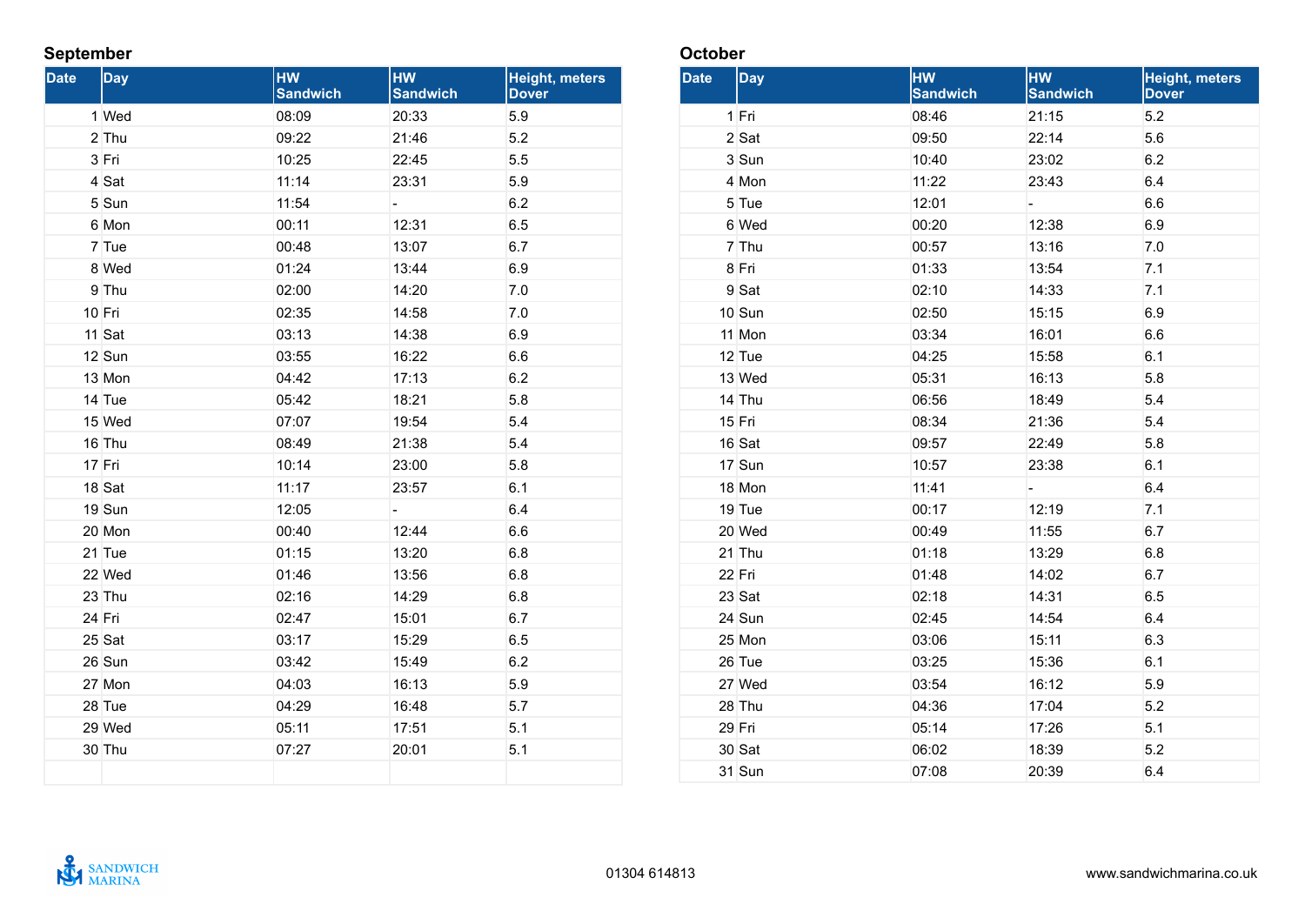## September

| Date | Day | HW Sandwich | HW Sandwich | Height, meters Dover |
|---|---|---|---|---|
| 1 | Wed | 08:09 | 20:33 | 5.9 |
| 2 | Thu | 09:22 | 21:46 | 5.2 |
| 3 | Fri | 10:25 | 22:45 | 5.5 |
| 4 | Sat | 11:14 | 23:31 | 5.9 |
| 5 | Sun | 11:54 | - | 6.2 |
| 6 | Mon | 00:11 | 12:31 | 6.5 |
| 7 | Tue | 00:48 | 13:07 | 6.7 |
| 8 | Wed | 01:24 | 13:44 | 6.9 |
| 9 | Thu | 02:00 | 14:20 | 7.0 |
| 10 | Fri | 02:35 | 14:58 | 7.0 |
| 11 | Sat | 03:13 | 14:38 | 6.9 |
| 12 | Sun | 03:55 | 16:22 | 6.6 |
| 13 | Mon | 04:42 | 17:13 | 6.2 |
| 14 | Tue | 05:42 | 18:21 | 5.8 |
| 15 | Wed | 07:07 | 19:54 | 5.4 |
| 16 | Thu | 08:49 | 21:38 | 5.4 |
| 17 | Fri | 10:14 | 23:00 | 5.8 |
| 18 | Sat | 11:17 | 23:57 | 6.1 |
| 19 | Sun | 12:05 | - | 6.4 |
| 20 | Mon | 00:40 | 12:44 | 6.6 |
| 21 | Tue | 01:15 | 13:20 | 6.8 |
| 22 | Wed | 01:46 | 13:56 | 6.8 |
| 23 | Thu | 02:16 | 14:29 | 6.8 |
| 24 | Fri | 02:47 | 15:01 | 6.7 |
| 25 | Sat | 03:17 | 15:29 | 6.5 |
| 26 | Sun | 03:42 | 15:49 | 6.2 |
| 27 | Mon | 04:03 | 16:13 | 5.9 |
| 28 | Tue | 04:29 | 16:48 | 5.7 |
| 29 | Wed | 05:11 | 17:51 | 5.1 |
| 30 | Thu | 07:27 | 20:01 | 5.1 |

## October

| Date | Day | HW Sandwich | HW Sandwich | Height, meters Dover |
|---|---|---|---|---|
| 1 | Fri | 08:46 | 21:15 | 5.2 |
| 2 | Sat | 09:50 | 22:14 | 5.6 |
| 3 | Sun | 10:40 | 23:02 | 6.2 |
| 4 | Mon | 11:22 | 23:43 | 6.4 |
| 5 | Tue | 12:01 | - | 6.6 |
| 6 | Wed | 00:20 | 12:38 | 6.9 |
| 7 | Thu | 00:57 | 13:16 | 7.0 |
| 8 | Fri | 01:33 | 13:54 | 7.1 |
| 9 | Sat | 02:10 | 14:33 | 7.1 |
| 10 | Sun | 02:50 | 15:15 | 6.9 |
| 11 | Mon | 03:34 | 16:01 | 6.6 |
| 12 | Tue | 04:25 | 15:58 | 6.1 |
| 13 | Wed | 05:31 | 16:13 | 5.8 |
| 14 | Thu | 06:56 | 18:49 | 5.4 |
| 15 | Fri | 08:34 | 21:36 | 5.4 |
| 16 | Sat | 09:57 | 22:49 | 5.8 |
| 17 | Sun | 10:57 | 23:38 | 6.1 |
| 18 | Mon | 11:41 | - | 6.4 |
| 19 | Tue | 00:17 | 12:19 | 7.1 |
| 20 | Wed | 00:49 | 11:55 | 6.7 |
| 21 | Thu | 01:18 | 13:29 | 6.8 |
| 22 | Fri | 01:48 | 14:02 | 6.7 |
| 23 | Sat | 02:18 | 14:31 | 6.5 |
| 24 | Sun | 02:45 | 14:54 | 6.4 |
| 25 | Mon | 03:06 | 15:11 | 6.3 |
| 26 | Tue | 03:25 | 15:36 | 6.1 |
| 27 | Wed | 03:54 | 16:12 | 5.9 |
| 28 | Thu | 04:36 | 17:04 | 5.2 |
| 29 | Fri | 05:14 | 17:26 | 5.1 |
| 30 | Sat | 06:02 | 18:39 | 5.2 |
| 31 | Sun | 07:08 | 20:39 | 6.4 |

SANDWICH MARINA

01304 614813

www.sandwichmarina.co.uk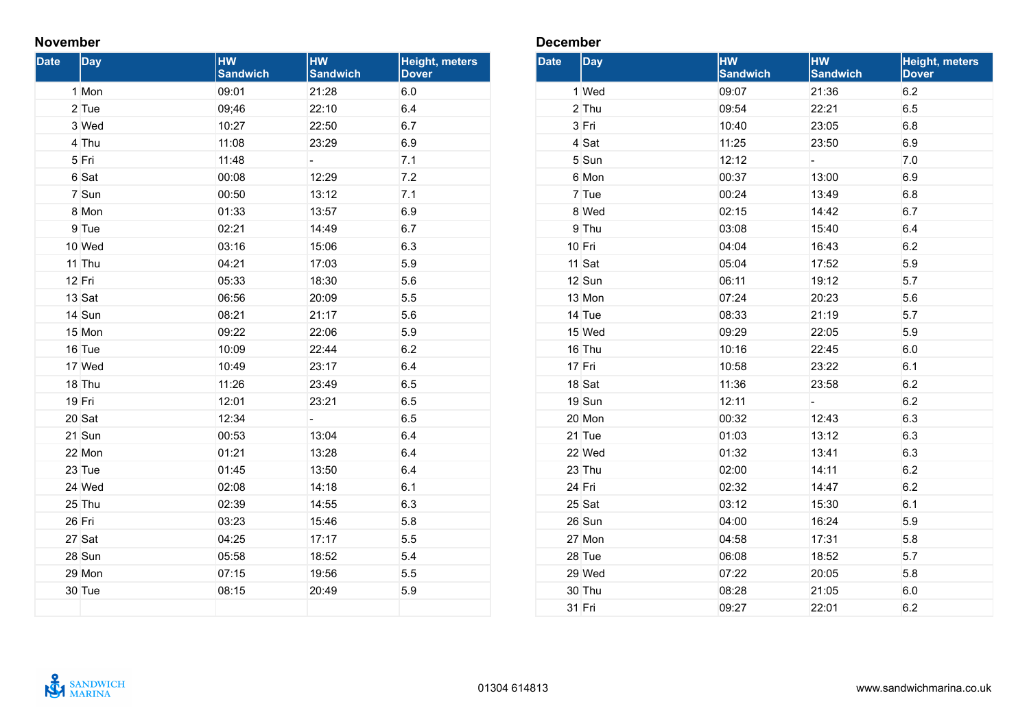## November

| Date | Day | HW Sandwich | HW Sandwich | Height, meters Dover |
|---|---|---|---|---|
| 1 | Mon | 09:01 | 21:28 | 6.0 |
| 2 | Tue | 09;46 | 22:10 | 6.4 |
| 3 | Wed | 10:27 | 22:50 | 6.7 |
| 4 | Thu | 11:08 | 23:29 | 6.9 |
| 5 | Fri | 11:48 | - | 7.1 |
| 6 | Sat | 00:08 | 12:29 | 7.2 |
| 7 | Sun | 00:50 | 13:12 | 7.1 |
| 8 | Mon | 01:33 | 13:57 | 6.9 |
| 9 | Tue | 02:21 | 14:49 | 6.7 |
| 10 | Wed | 03:16 | 15:06 | 6.3 |
| 11 | Thu | 04:21 | 17:03 | 5.9 |
| 12 | Fri | 05:33 | 18:30 | 5.6 |
| 13 | Sat | 06:56 | 20:09 | 5.5 |
| 14 | Sun | 08:21 | 21:17 | 5.6 |
| 15 | Mon | 09:22 | 22:06 | 5.9 |
| 16 | Tue | 10:09 | 22:44 | 6.2 |
| 17 | Wed | 10:49 | 23:17 | 6.4 |
| 18 | Thu | 11:26 | 23:49 | 6.5 |
| 19 | Fri | 12:01 | 23:21 | 6.5 |
| 20 | Sat | 12:34 | - | 6.5 |
| 21 | Sun | 00:53 | 13:04 | 6.4 |
| 22 | Mon | 01:21 | 13:28 | 6.4 |
| 23 | Tue | 01:45 | 13:50 | 6.4 |
| 24 | Wed | 02:08 | 14:18 | 6.1 |
| 25 | Thu | 02:39 | 14:55 | 6.3 |
| 26 | Fri | 03:23 | 15:46 | 5.8 |
| 27 | Sat | 04:25 | 17:17 | 5.5 |
| 28 | Sun | 05:58 | 18:52 | 5.4 |
| 29 | Mon | 07:15 | 19:56 | 5.5 |
| 30 | Tue | 08:15 | 20:49 | 5.9 |

## December

| Date | Day | HW Sandwich | HW Sandwich | Height, meters Dover |
|---|---|---|---|---|
| 1 | Wed | 09:07 | 21:36 | 6.2 |
| 2 | Thu | 09:54 | 22:21 | 6.5 |
| 3 | Fri | 10:40 | 23:05 | 6.8 |
| 4 | Sat | 11:25 | 23:50 | 6.9 |
| 5 | Sun | 12:12 | - | 7.0 |
| 6 | Mon | 00:37 | 13:00 | 6.9 |
| 7 | Tue | 00:24 | 13:49 | 6.8 |
| 8 | Wed | 02:15 | 14:42 | 6.7 |
| 9 | Thu | 03:08 | 15:40 | 6.4 |
| 10 | Fri | 04:04 | 16:43 | 6.2 |
| 11 | Sat | 05:04 | 17:52 | 5.9 |
| 12 | Sun | 06:11 | 19:12 | 5.7 |
| 13 | Mon | 07:24 | 20:23 | 5.6 |
| 14 | Tue | 08:33 | 21:19 | 5.7 |
| 15 | Wed | 09:29 | 22:05 | 5.9 |
| 16 | Thu | 10:16 | 22:45 | 6.0 |
| 17 | Fri | 10:58 | 23:22 | 6.1 |
| 18 | Sat | 11:36 | 23:58 | 6.2 |
| 19 | Sun | 12:11 | - | 6.2 |
| 20 | Mon | 00:32 | 12:43 | 6.3 |
| 21 | Tue | 01:03 | 13:12 | 6.3 |
| 22 | Wed | 01:32 | 13:41 | 6.3 |
| 23 | Thu | 02:00 | 14:11 | 6.2 |
| 24 | Fri | 02:32 | 14:47 | 6.2 |
| 25 | Sat | 03:12 | 15:30 | 6.1 |
| 26 | Sun | 04:00 | 16:24 | 5.9 |
| 27 | Mon | 04:58 | 17:31 | 5.8 |
| 28 | Tue | 06:08 | 18:52 | 5.7 |
| 29 | Wed | 07:22 | 20:05 | 5.8 |
| 30 | Thu | 08:28 | 21:05 | 6.0 |
| 31 | Fri | 09:27 | 22:01 | 6.2 |

SANDWICH MARINA

01304 614813

www.sandwichmarina.co.uk